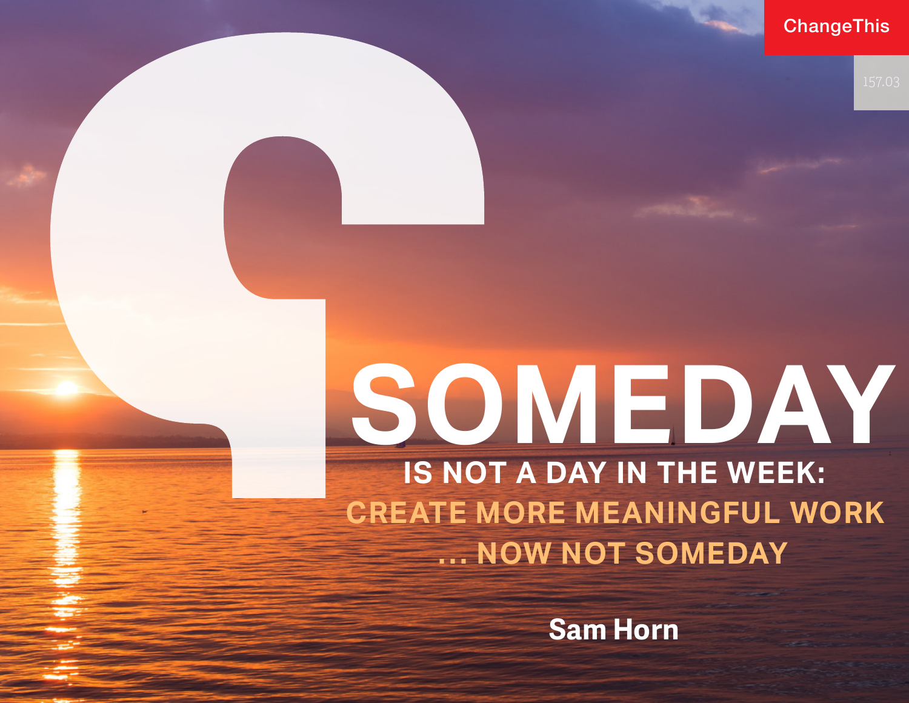ChangeThis

157.03

# SOMEDAY

## IS NOT A DAY IN THE WEEK: CREATE MORE MEANINGFUL WORK ... NOW NOT SOMEDAY

**Sam Horn**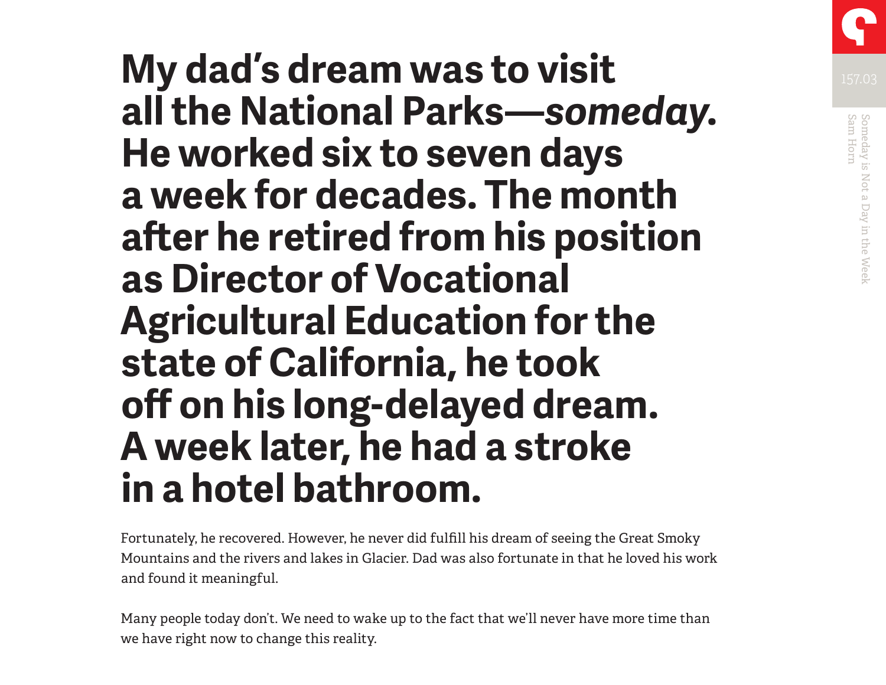# My dad's dream was to visit all the National Parks—*someday*. He worked six to seven days a week for decades. The month after he retired from his position as Director of Vocational Agricultural Education for the state of California, he took off on his long-delayed dream. A week later, he had a stroke in a hotel bathroom.

Fortunately, he recovered. However, he never did fulfill his dream of seeing the Great Smoky Mountains and the rivers and lakes in Glacier. Dad was also fortunate in that he loved his work and found it meaningful.

Many people today don't. We need to wake up to the fact that we'll never have more time than we have right now to change this reality.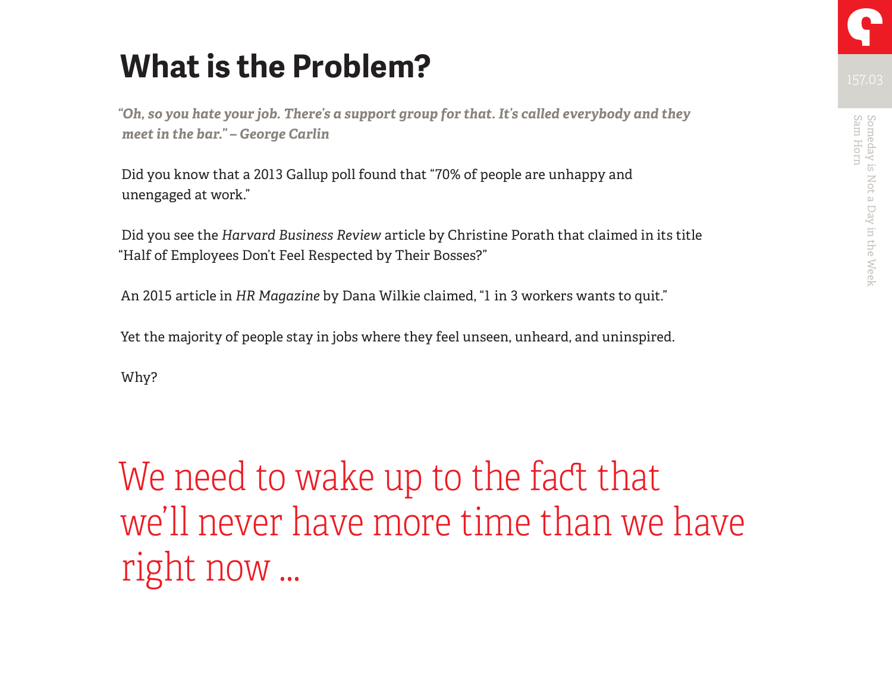# What is the Problem?

*"Oh, so you hate your job. There's a support group for that. It's called everybody and they meet in the bar." – George Carlin*

Did you know that a 2013 Gallup poll found that "70% of people are unhappy and unengaged at work."

Did you see the *Harvard Business Review* article by Christine Porath that claimed in its title "Half of Employees Don't Feel Respected by Their Bosses?"

An 2015 article in *HR Magazine* by Dana Wilkie claimed, "1 in 3 workers wants to quit."

Yet the majority of people stay in jobs where they feel unseen, unheard, and uninspired.

Why?

We need to wake up to the fact that we'll never have more time than we have right now ...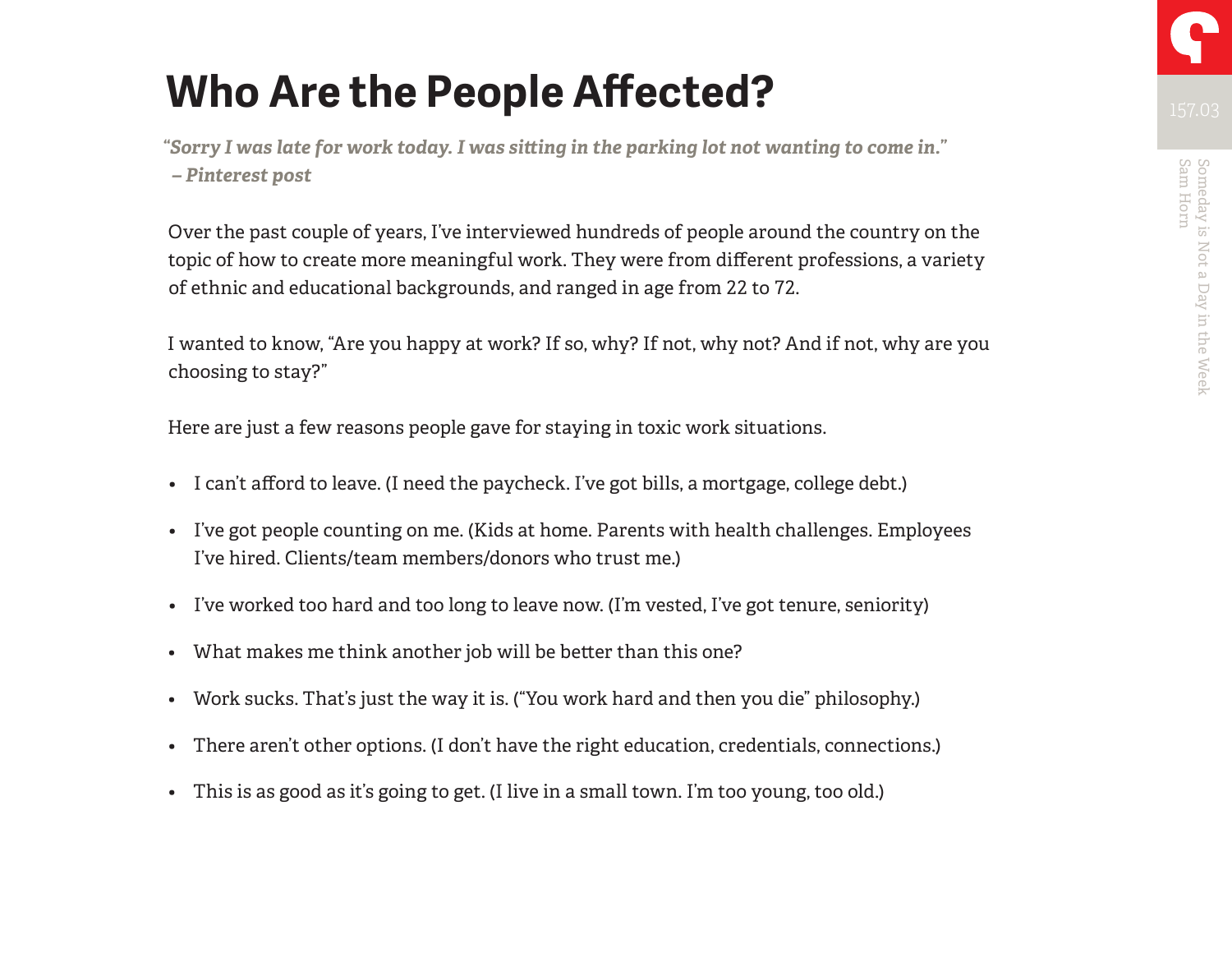# Who Are the People Affected?

***"Sorry I was late for work today. I was sitting in the parking lot not wanting to come in." – Pinterest post***

Over the past couple of years, I've interviewed hundreds of people around the country on the topic of how to create more meaningful work. They were from different professions, a variety of ethnic and educational backgrounds, and ranged in age from 22 to 72.

I wanted to know, "Are you happy at work? If so, why? If not, why not? And if not, why are you choosing to stay?"

Here are just a few reasons people gave for staying in toxic work situations.

- I can't afford to leave. (I need the paycheck. I've got bills, a mortgage, college debt.)
- I've got people counting on me. (Kids at home. Parents with health challenges. Employees I've hired. Clients/team members/donors who trust me.)
- I've worked too hard and too long to leave now. (I'm vested, I've got tenure, seniority)
- What makes me think another job will be better than this one?
- Work sucks. That's just the way it is. ("You work hard and then you die" philosophy.)
- There aren't other options. (I don't have the right education, credentials, connections.)
- This is as good as it's going to get. (I live in a small town. I'm too young, too old.)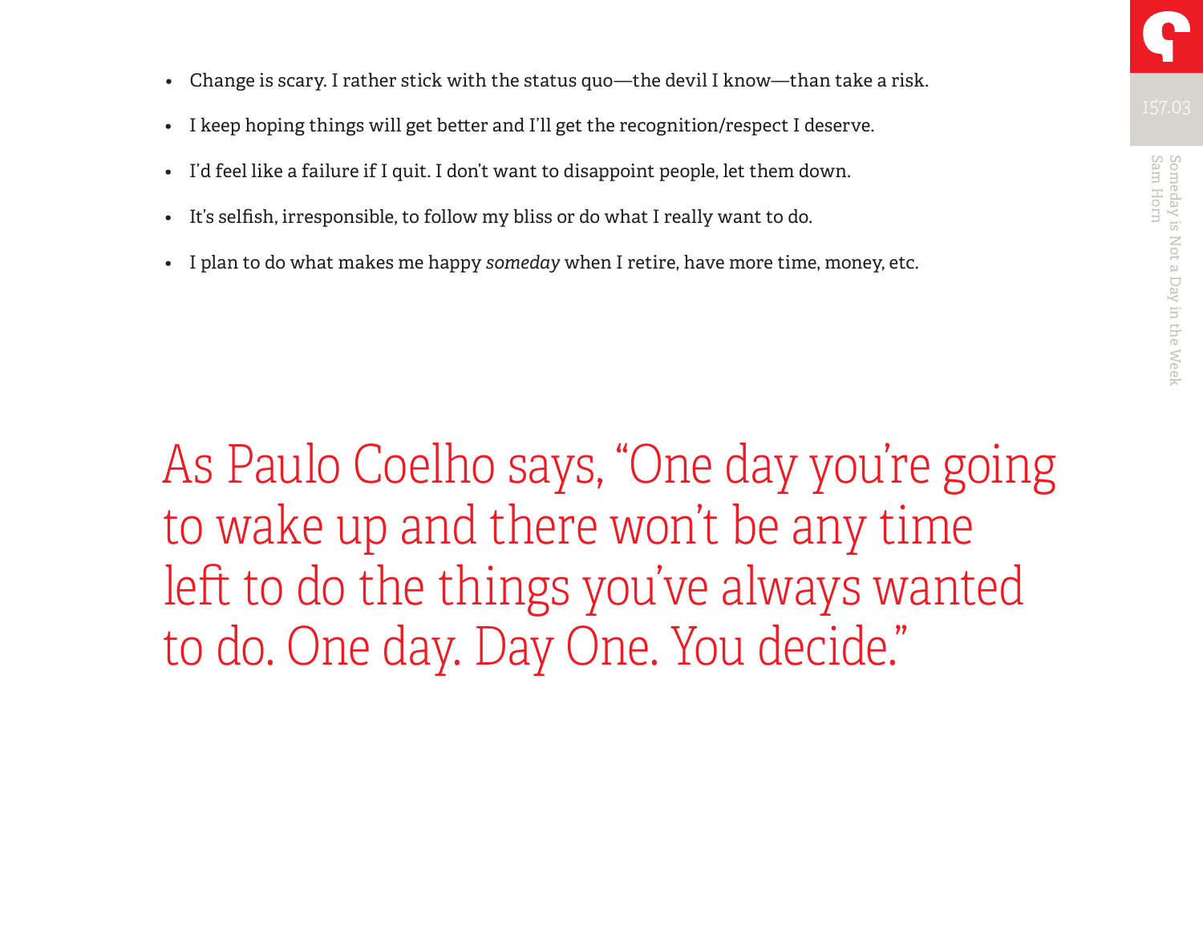- Change is scary. I rather stick with the status quo—the devil I know—than take a risk.
- I keep hoping things will get better and I'll get the recognition/respect I deserve.
- I'd feel like a failure if I quit. I don't want to disappoint people, let them down.
- It's selfish, irresponsible, to follow my bliss or do what I really want to do.
- I plan to do what makes me happy *someday* when I retire, have more time, money, etc.

As Paulo Coelho says, "One day you're going to wake up and there won't be any time left to do the things you've always wanted to do. One day. Day One. You decide."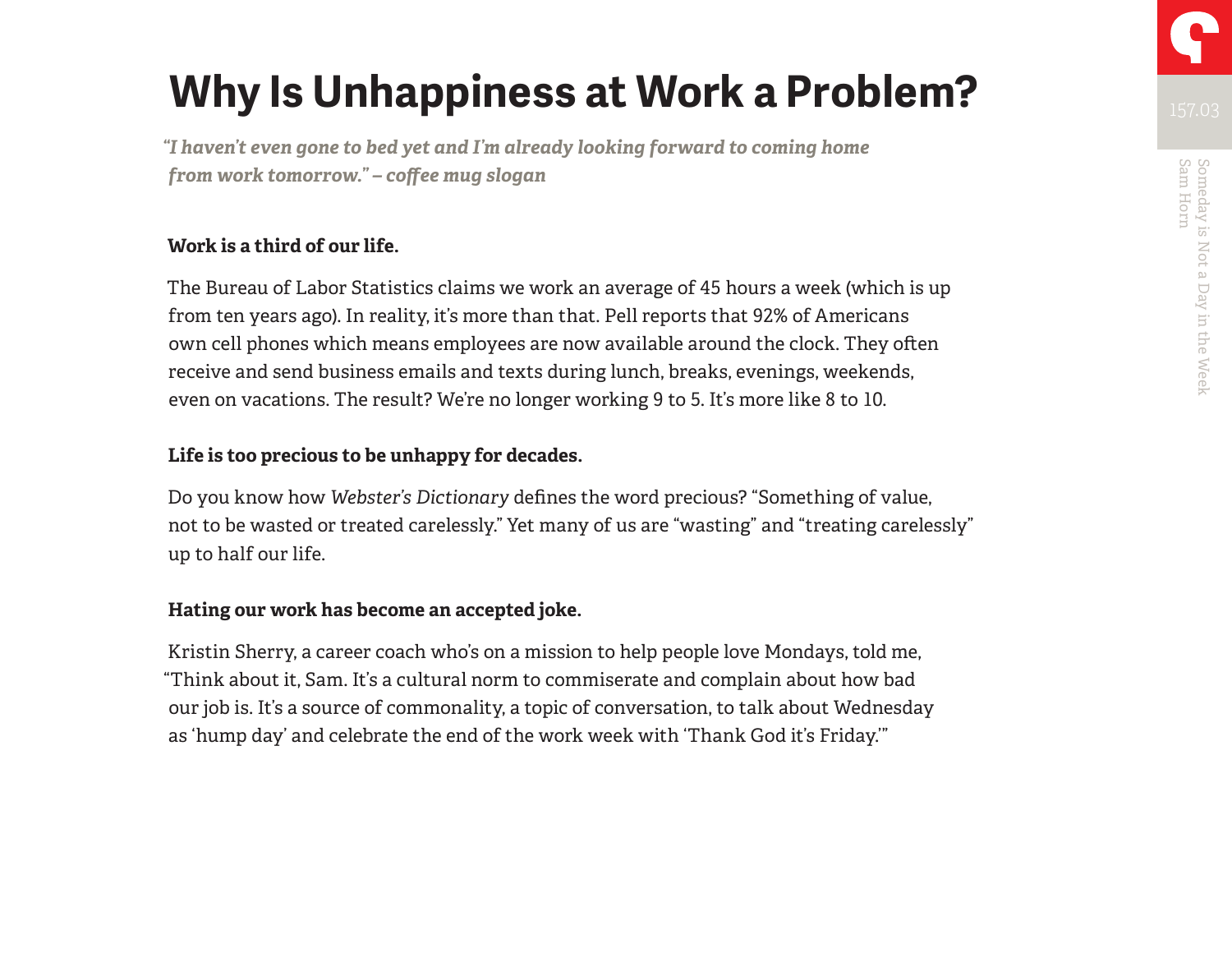# Why Is Unhappiness at Work a Problem?

*"I haven't even gone to bed yet and I'm already looking forward to coming home from work tomorrow." – coffee mug slogan*

**Work is a third of our life.**

The Bureau of Labor Statistics claims we work an average of 45 hours a week (which is up from ten years ago). In reality, it's more than that. Pell reports that 92% of Americans own cell phones which means employees are now available around the clock. They often receive and send business emails and texts during lunch, breaks, evenings, weekends, even on vacations. The result? We're no longer working 9 to 5. It's more like 8 to 10.

**Life is too precious to be unhappy for decades.**

Do you know how *Webster's Dictionary* defines the word precious? "Something of value, not to be wasted or treated carelessly." Yet many of us are "wasting" and "treating carelessly" up to half our life.

**Hating our work has become an accepted joke.**

Kristin Sherry, a career coach who's on a mission to help people love Mondays, told me, "Think about it, Sam. It's a cultural norm to commiserate and complain about how bad our job is. It's a source of commonality, a topic of conversation, to talk about Wednesday as 'hump day' and celebrate the end of the work week with 'Thank God it's Friday.'"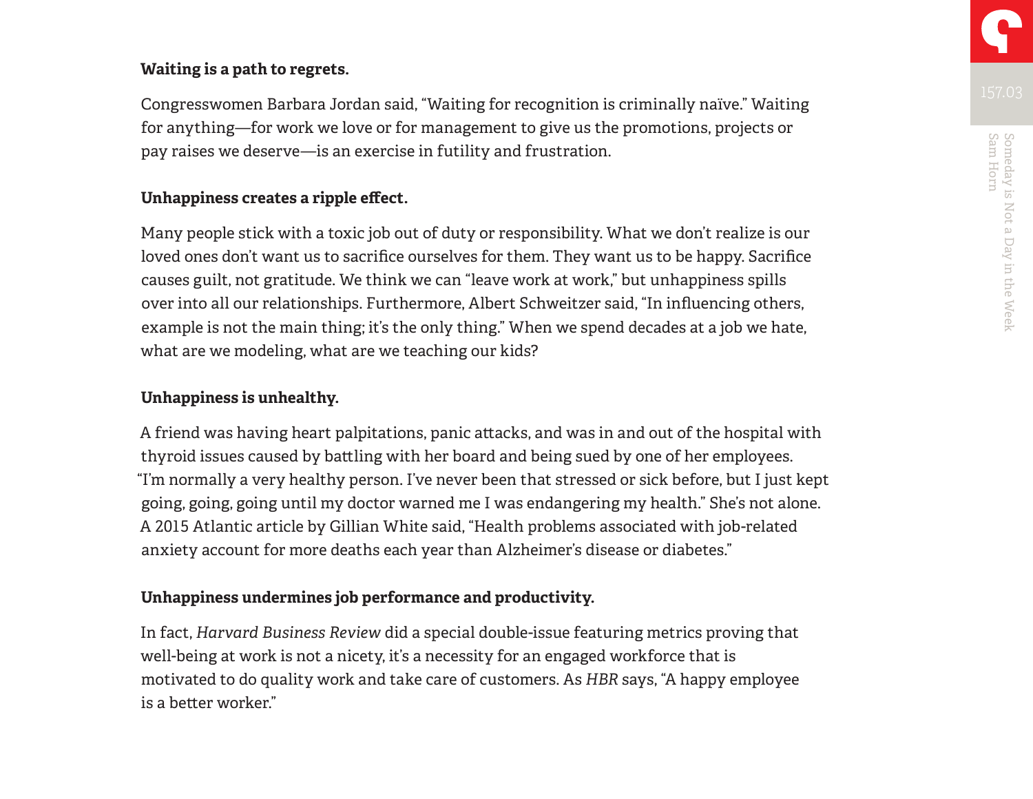**Waiting is a path to regrets.**

Congresswomen Barbara Jordan said, “Waiting for recognition is criminally naïve.” Waiting for anything—for work we love or for management to give us the promotions, projects or pay raises we deserve—is an exercise in futility and frustration.

**Unhappiness creates a ripple effect.**

Many people stick with a toxic job out of duty or responsibility. What we don’t realize is our loved ones don’t want us to sacrifice ourselves for them. They want us to be happy. Sacrifice causes guilt, not gratitude. We think we can “leave work at work,” but unhappiness spills over into all our relationships. Furthermore, Albert Schweitzer said, “In influencing others, example is not the main thing; it’s the only thing.” When we spend decades at a job we hate, what are we modeling, what are we teaching our kids?

**Unhappiness is unhealthy.**

A friend was having heart palpitations, panic attacks, and was in and out of the hospital with thyroid issues caused by battling with her board and being sued by one of her employees. “I’m normally a very healthy person. I’ve never been that stressed or sick before, but I just kept going, going, going until my doctor warned me I was endangering my health.” She’s not alone. A 2015 Atlantic article by Gillian White said, “Health problems associated with job-related anxiety account for more deaths each year than Alzheimer’s disease or diabetes.”

**Unhappiness undermines job performance and productivity.**

In fact, *Harvard Business Review* did a special double-issue featuring metrics proving that well-being at work is not a nicety, it’s a necessity for an engaged workforce that is motivated to do quality work and take care of customers. As *HBR* says, “A happy employee is a better worker.”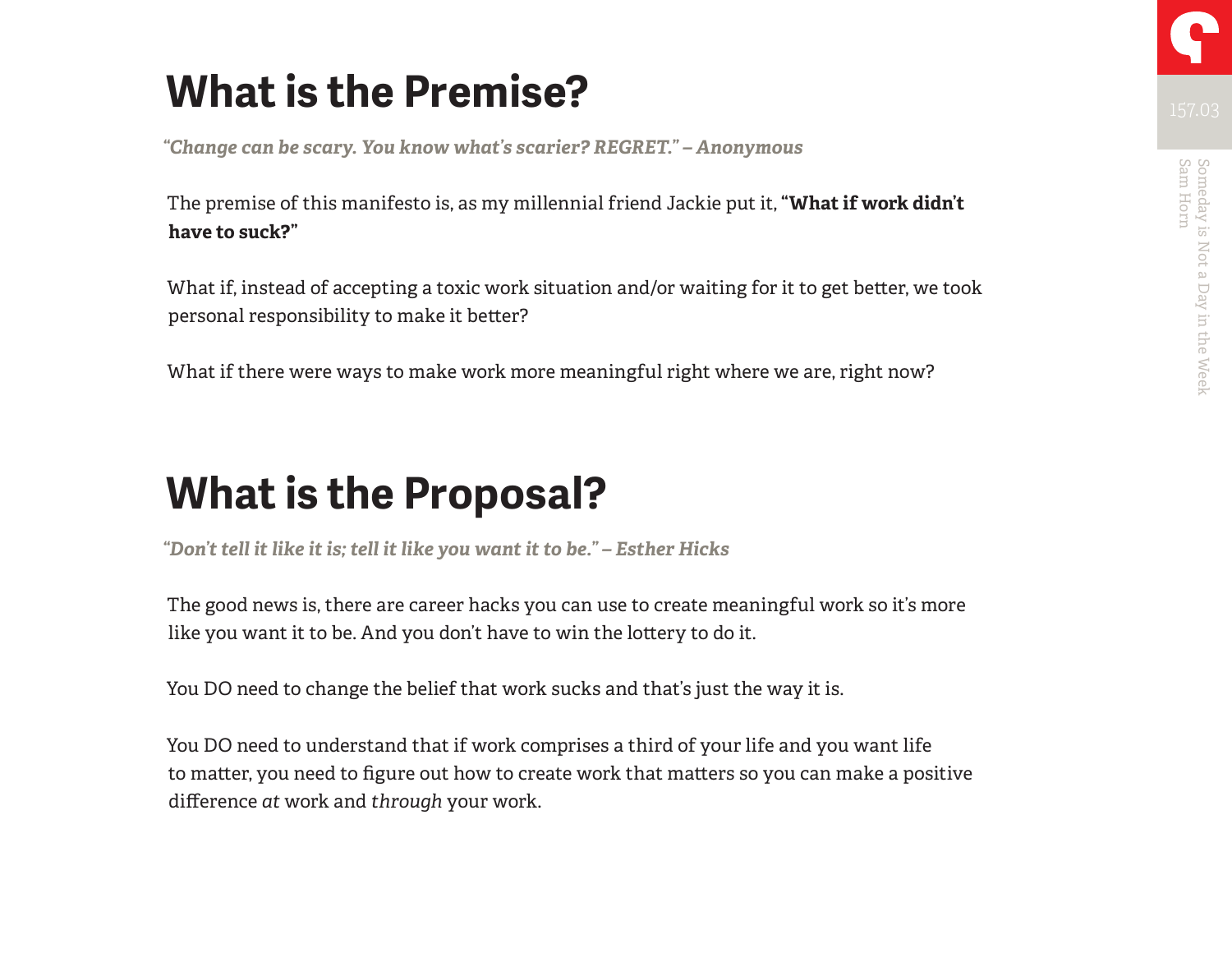# What is the Premise?

*"Change can be scary. You know what's scarier? REGRET." – Anonymous*

The premise of this manifesto is, as my millennial friend Jackie put it, **"What if work didn't have to suck?"**

What if, instead of accepting a toxic work situation and/or waiting for it to get better, we took personal responsibility to make it better?

What if there were ways to make work more meaningful right where we are, right now?

# What is the Proposal?

*"Don't tell it like it is; tell it like you want it to be." – Esther Hicks*

The good news is, there are career hacks you can use to create meaningful work so it's more like you want it to be. And you don't have to win the lottery to do it.

You DO need to change the belief that work sucks and that's just the way it is.

You DO need to understand that if work comprises a third of your life and you want life to matter, you need to figure out how to create work that matters so you can make a positive difference *at* work and *through* your work.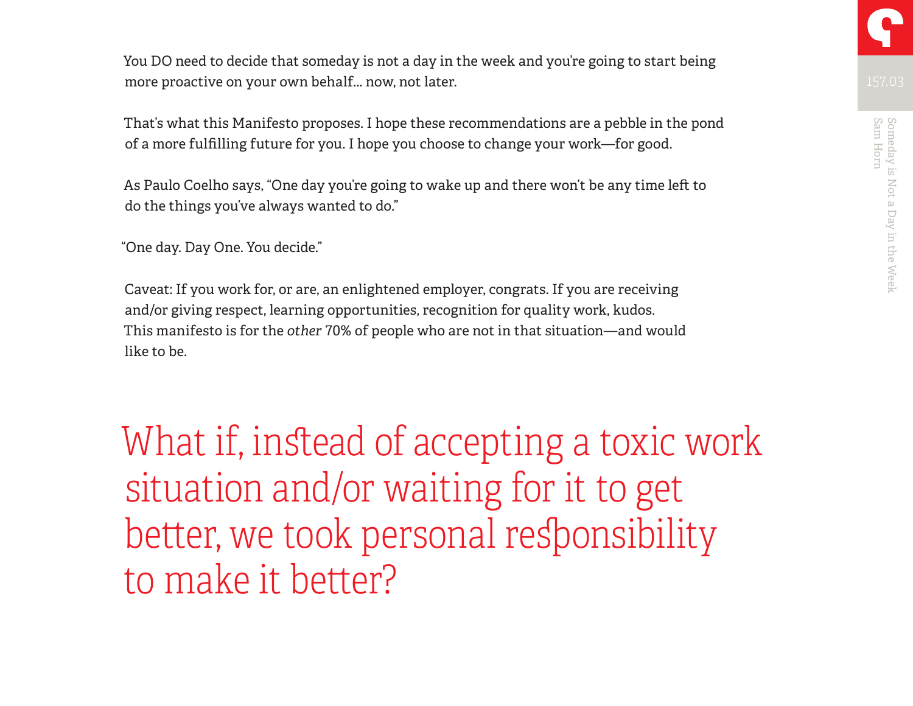You DO need to decide that someday is not a day in the week and you're going to start being more proactive on your own behalf... now, not later.

That's what this Manifesto proposes. I hope these recommendations are a pebble in the pond of a more fulfilling future for you. I hope you choose to change your work—for good.

As Paulo Coelho says, "One day you're going to wake up and there won't be any time left to do the things you've always wanted to do."

"One day. Day One. You decide."

Caveat: If you work for, or are, an enlightened employer, congrats. If you are receiving and/or giving respect, learning opportunities, recognition for quality work, kudos. This manifesto is for the *other* 70% of people who are not in that situation—and would like to be.

## What if, instead of accepting a toxic work situation and/or waiting for it to get better, we took personal responsibility to make it better?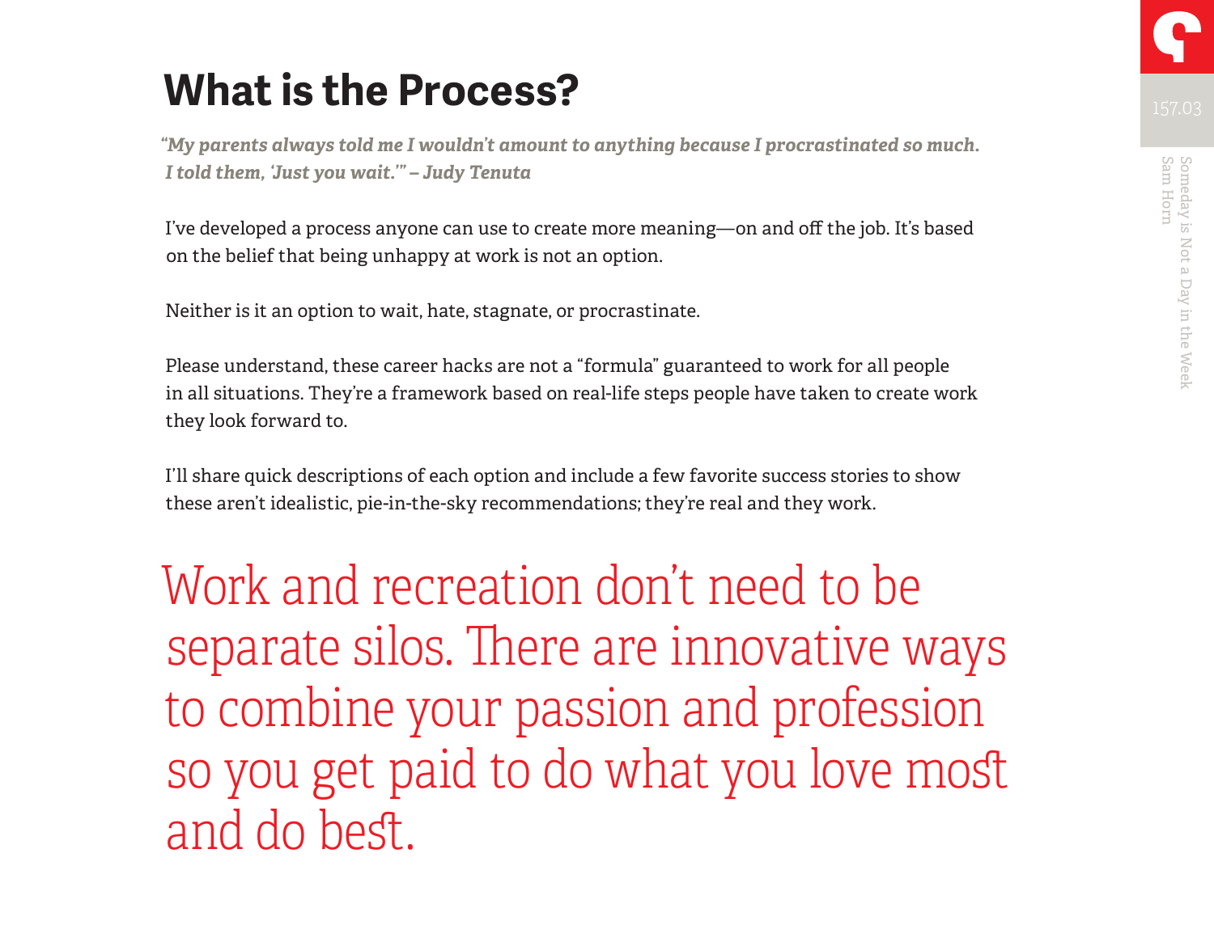# What is the Process?

*"My parents always told me I wouldn't amount to anything because I procrastinated so much. I told them, 'Just you wait.'" – Judy Tenuta*

I've developed a process anyone can use to create more meaning—on and off the job. It's based on the belief that being unhappy at work is not an option.

Neither is it an option to wait, hate, stagnate, or procrastinate.

Please understand, these career hacks are not a "formula" guaranteed to work for all people in all situations. They're a framework based on real-life steps people have taken to create work they look forward to.

I'll share quick descriptions of each option and include a few favorite success stories to show these aren't idealistic, pie-in-the-sky recommendations; they're real and they work.

Work and recreation don't need to be separate silos. There are innovative ways to combine your passion and profession so you get paid to do what you love most and do best.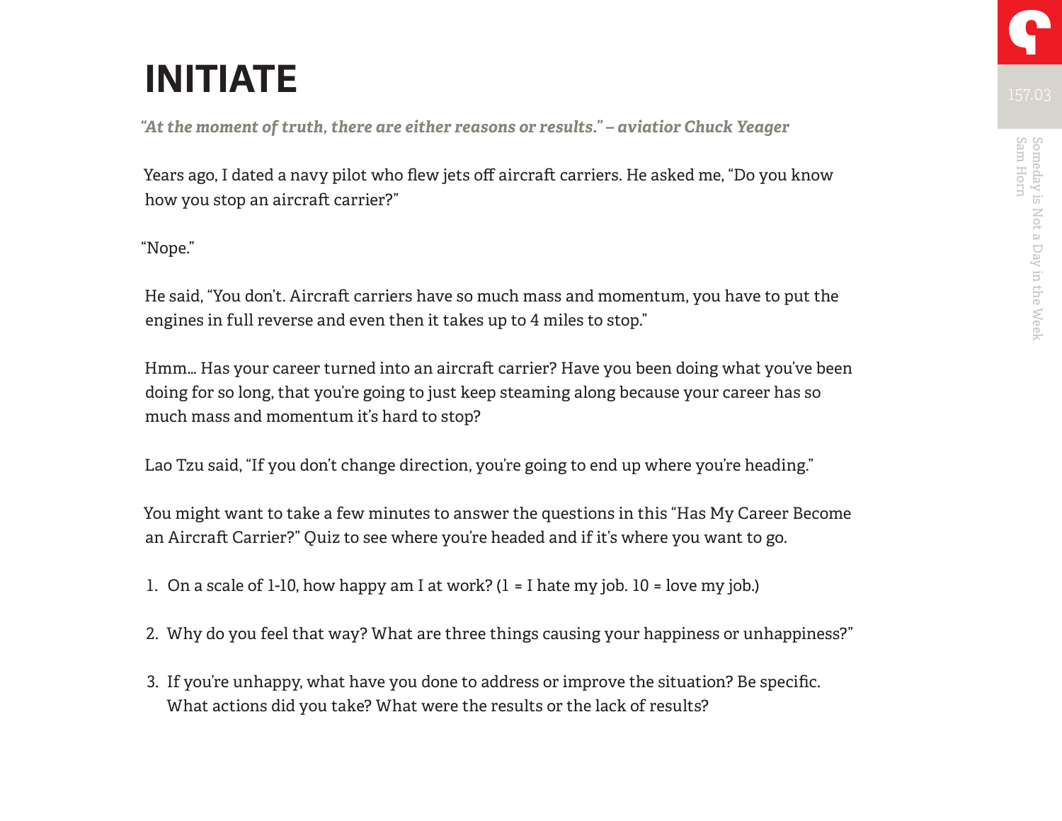# INITIATE

*"At the moment of truth, there are either reasons or results." – aviator Chuck Yeager*

Years ago, I dated a navy pilot who flew jets off aircraft carriers. He asked me, "Do you know how you stop an aircraft carrier?"

"Nope."

He said, "You don't. Aircraft carriers have so much mass and momentum, you have to put the engines in full reverse and even then it takes up to 4 miles to stop."

Hmm… Has your career turned into an aircraft carrier? Have you been doing what you've been doing for so long, that you're going to just keep steaming along because your career has so much mass and momentum it's hard to stop?

Lao Tzu said, "If you don't change direction, you're going to end up where you're heading."

You might want to take a few minutes to answer the questions in this "Has My Career Become an Aircraft Carrier?" Quiz to see where you're headed and if it's where you want to go.

1. On a scale of 1-10, how happy am I at work? (1 = I hate my job. 10 = love my job.)

2. Why do you feel that way? What are three things causing your happiness or unhappiness?"

3. If you're unhappy, what have you done to address or improve the situation? Be specific. What actions did you take? What were the results or the lack of results?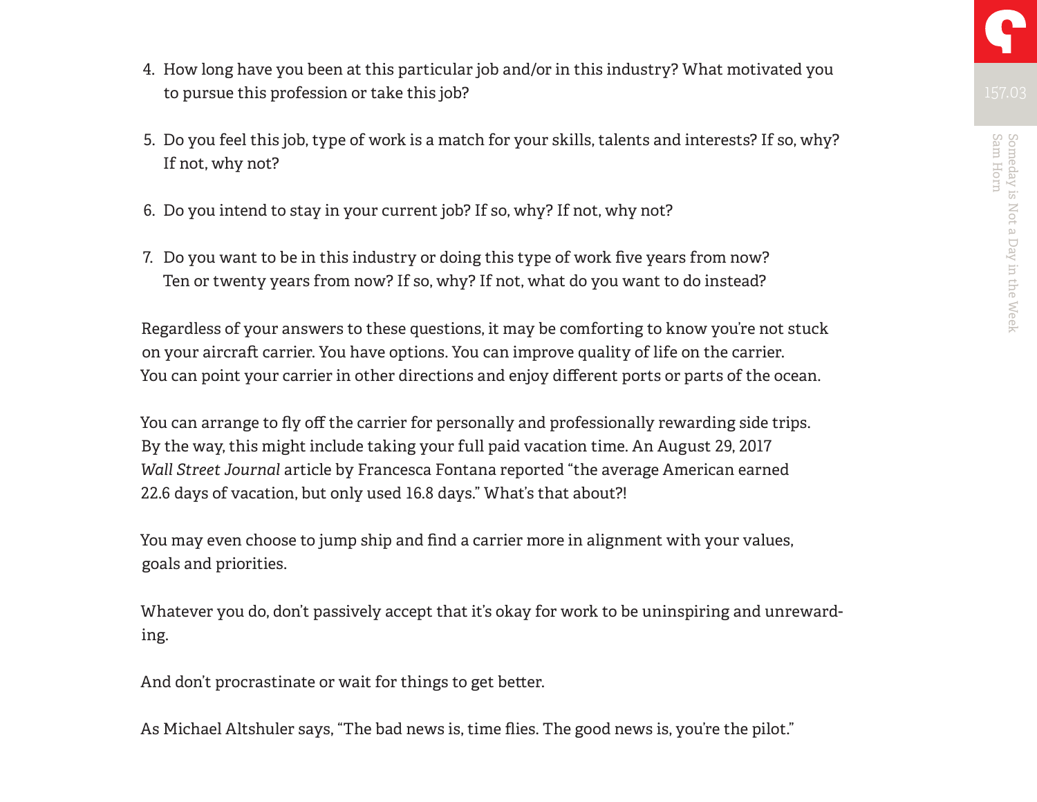4. How long have you been at this particular job and/or in this industry? What motivated you to pursue this profession or take this job?

5. Do you feel this job, type of work is a match for your skills, talents and interests? If so, why? If not, why not?

6. Do you intend to stay in your current job? If so, why? If not, why not?

7. Do you want to be in this industry or doing this type of work five years from now? Ten or twenty years from now? If so, why? If not, what do you want to do instead?

Regardless of your answers to these questions, it may be comforting to know you're not stuck on your aircraft carrier. You have options. You can improve quality of life on the carrier. You can point your carrier in other directions and enjoy different ports or parts of the ocean.

You can arrange to fly off the carrier for personally and professionally rewarding side trips. By the way, this might include taking your full paid vacation time. An August 29, 2017 *Wall Street Journal* article by Francesca Fontana reported "the average American earned 22.6 days of vacation, but only used 16.8 days." What's that about?!

You may even choose to jump ship and find a carrier more in alignment with your values, goals and priorities.

Whatever you do, don't passively accept that it's okay for work to be uninspiring and unrewarding.

And don't procrastinate or wait for things to get better.

As Michael Altshuler says, "The bad news is, time flies. The good news is, you're the pilot."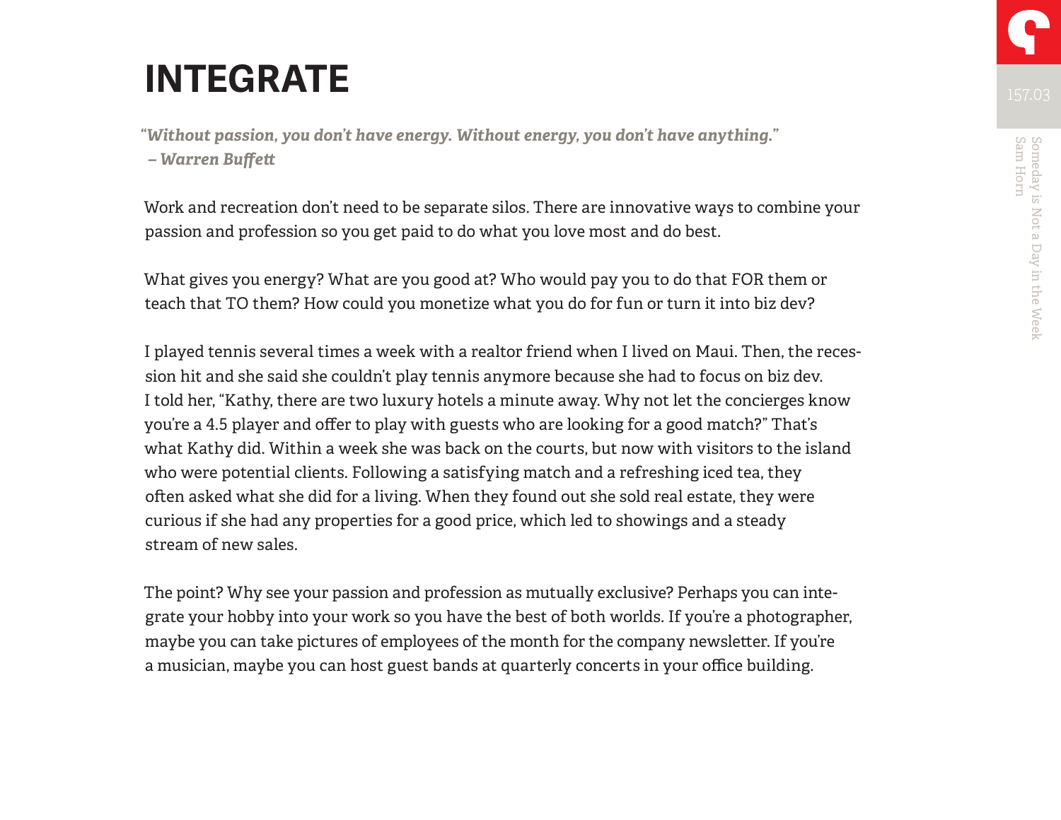# INTEGRATE

*"Without passion, you don't have energy. Without energy, you don't have anything."*
*– Warren Buffett*

Work and recreation don't need to be separate silos. There are innovative ways to combine your passion and profession so you get paid to do what you love most and do best.

What gives you energy? What are you good at? Who would pay you to do that FOR them or teach that TO them? How could you monetize what you do for fun or turn it into biz dev?

I played tennis several times a week with a realtor friend when I lived on Maui. Then, the recession hit and she said she couldn't play tennis anymore because she had to focus on biz dev. I told her, "Kathy, there are two luxury hotels a minute away. Why not let the concierges know you're a 4.5 player and offer to play with guests who are looking for a good match?" That's what Kathy did. Within a week she was back on the courts, but now with visitors to the island who were potential clients. Following a satisfying match and a refreshing iced tea, they often asked what she did for a living. When they found out she sold real estate, they were curious if she had any properties for a good price, which led to showings and a steady stream of new sales.

The point? Why see your passion and profession as mutually exclusive? Perhaps you can integrate your hobby into your work so you have the best of both worlds. If you're a photographer, maybe you can take pictures of employees of the month for the company newsletter. If you're a musician, maybe you can host guest bands at quarterly concerts in your office building.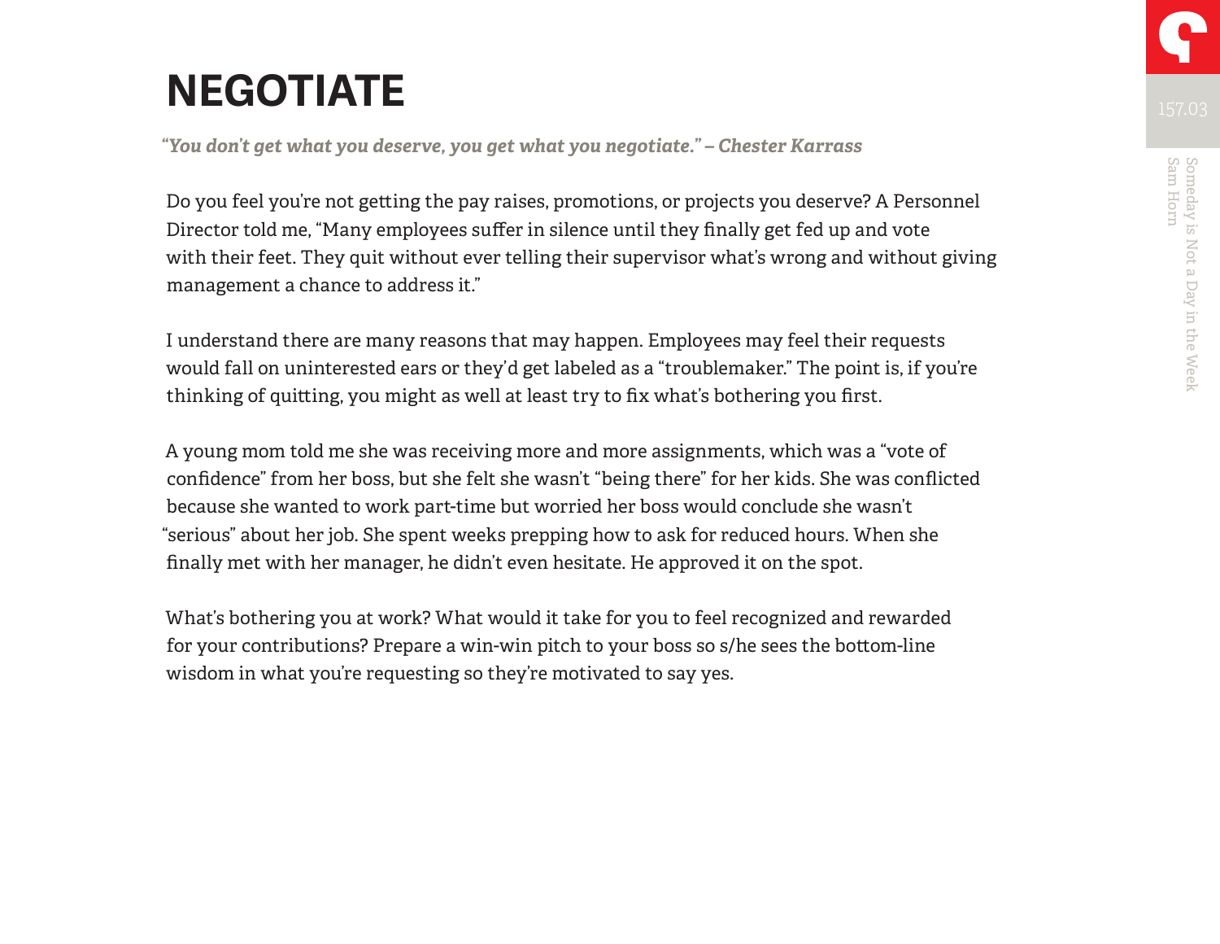# NEGOTIATE

*"You don't get what you deserve, you get what you negotiate." – Chester Karrass*

Do you feel you're not getting the pay raises, promotions, or projects you deserve? A Personnel Director told me, "Many employees suffer in silence until they finally get fed up and vote with their feet. They quit without ever telling their supervisor what's wrong and without giving management a chance to address it."

I understand there are many reasons that may happen. Employees may feel their requests would fall on uninterested ears or they'd get labeled as a "troublemaker." The point is, if you're thinking of quitting, you might as well at least try to fix what's bothering you first.

A young mom told me she was receiving more and more assignments, which was a "vote of confidence" from her boss, but she felt she wasn't "being there" for her kids. She was conflicted because she wanted to work part-time but worried her boss would conclude she wasn't "serious" about her job. She spent weeks prepping how to ask for reduced hours. When she finally met with her manager, he didn't even hesitate. He approved it on the spot.

What's bothering you at work? What would it take for you to feel recognized and rewarded for your contributions? Prepare a win-win pitch to your boss so s/he sees the bottom-line wisdom in what you're requesting so they're motivated to say yes.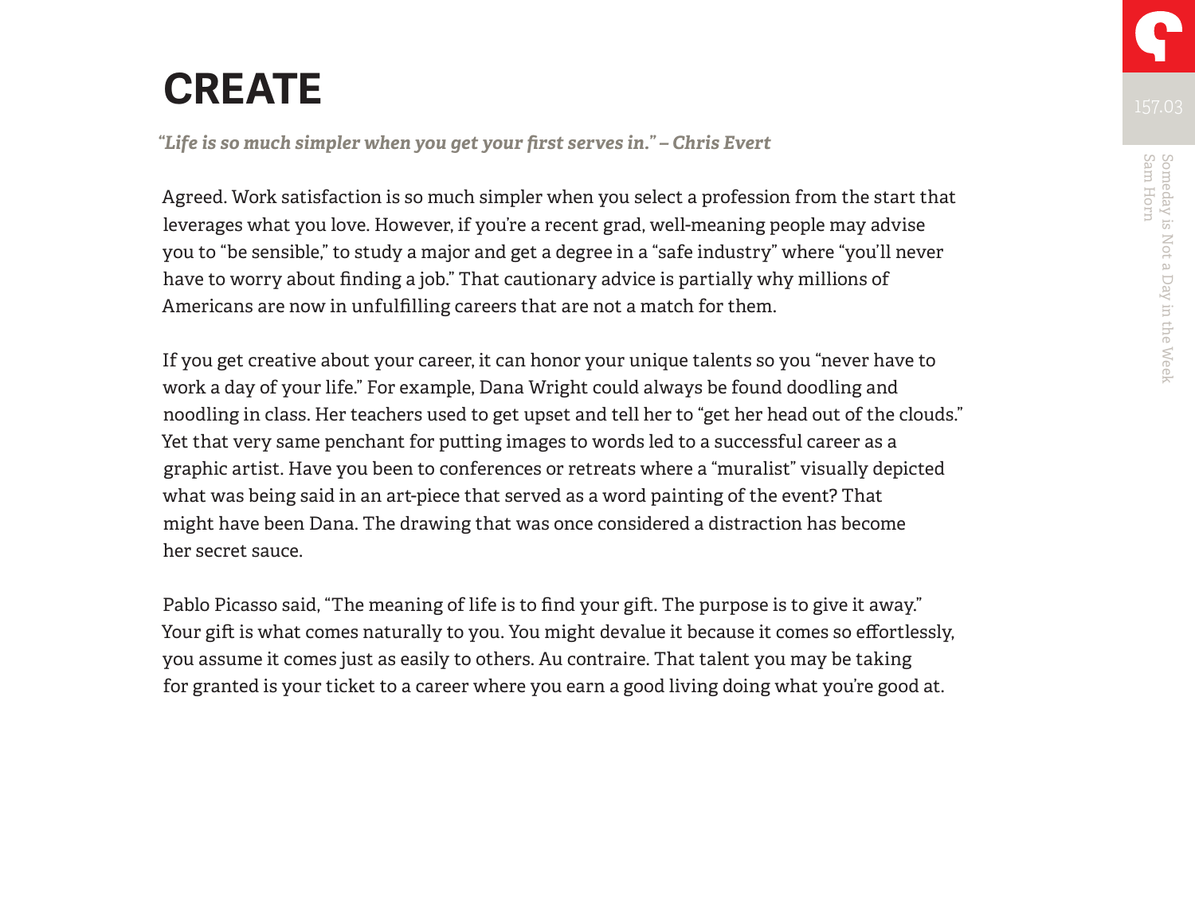# CREATE

*"Life is so much simpler when you get your first serves in." – Chris Evert*

Agreed. Work satisfaction is so much simpler when you select a profession from the start that leverages what you love. However, if you're a recent grad, well-meaning people may advise you to "be sensible," to study a major and get a degree in a "safe industry" where "you'll never have to worry about finding a job." That cautionary advice is partially why millions of Americans are now in unfulfilling careers that are not a match for them.

If you get creative about your career, it can honor your unique talents so you "never have to work a day of your life." For example, Dana Wright could always be found doodling and noodling in class. Her teachers used to get upset and tell her to "get her head out of the clouds." Yet that very same penchant for putting images to words led to a successful career as a graphic artist. Have you been to conferences or retreats where a "muralist" visually depicted what was being said in an art-piece that served as a word painting of the event? That might have been Dana. The drawing that was once considered a distraction has become her secret sauce.

Pablo Picasso said, "The meaning of life is to find your gift. The purpose is to give it away." Your gift is what comes naturally to you. You might devalue it because it comes so effortlessly, you assume it comes just as easily to others. Au contraire. That talent you may be taking for granted is your ticket to a career where you earn a good living doing what you're good at.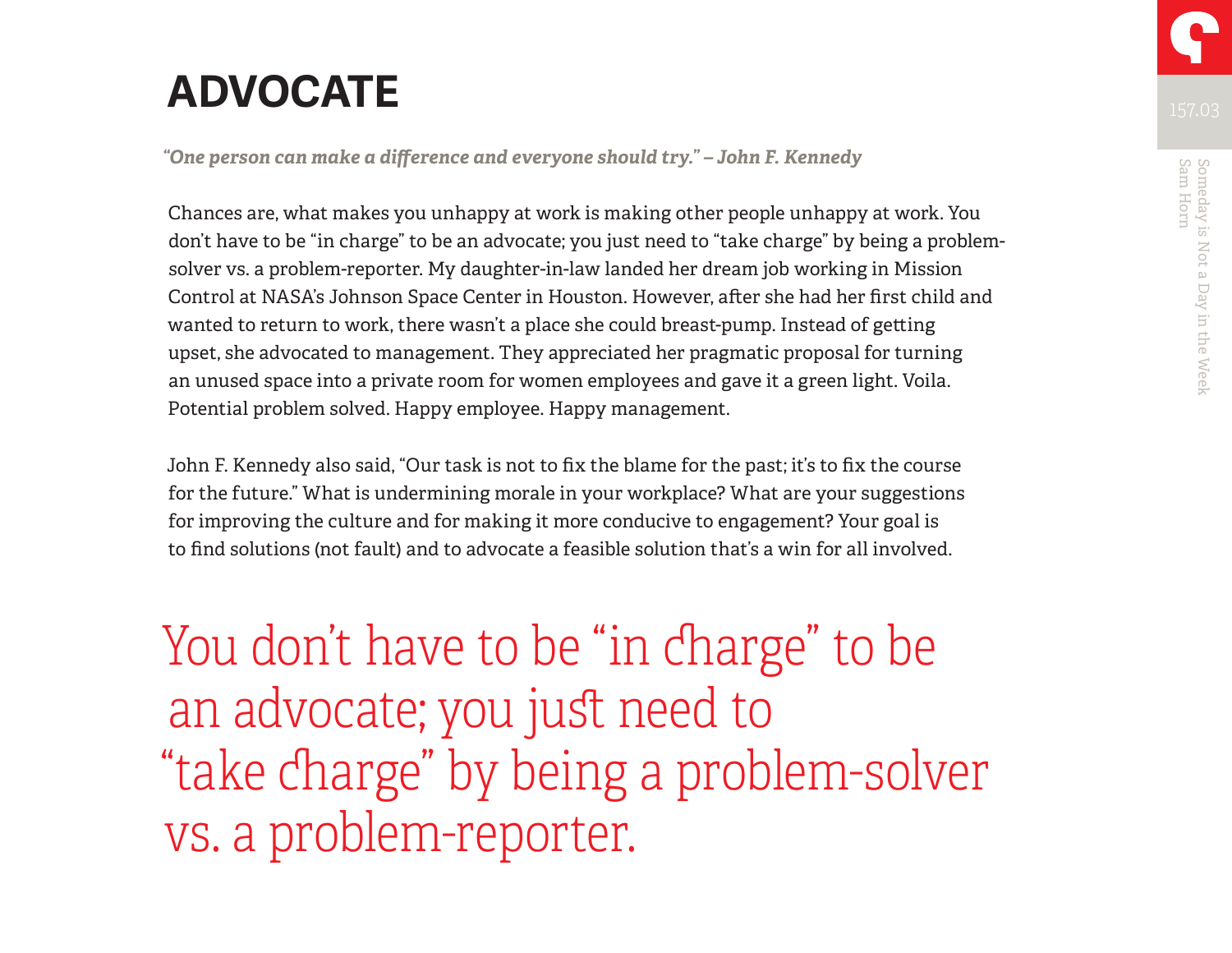# ADVOCATE

*"One person can make a difference and everyone should try." – John F. Kennedy*

Chances are, what makes you unhappy at work is making other people unhappy at work. You don't have to be "in charge" to be an advocate; you just need to "take charge" by being a problem-solver vs. a problem-reporter. My daughter-in-law landed her dream job working in Mission Control at NASA's Johnson Space Center in Houston. However, after she had her first child and wanted to return to work, there wasn't a place she could breast-pump. Instead of getting upset, she advocated to management. They appreciated her pragmatic proposal for turning an unused space into a private room for women employees and gave it a green light. Voila. Potential problem solved. Happy employee. Happy management.

John F. Kennedy also said, "Our task is not to fix the blame for the past; it's to fix the course for the future." What is undermining morale in your workplace? What are your suggestions for improving the culture and for making it more conducive to engagement? Your goal is to find solutions (not fault) and to advocate a feasible solution that's a win for all involved.

> You don't have to be "in charge" to be an advocate; you just need to "take charge" by being a problem-solver vs. a problem-reporter.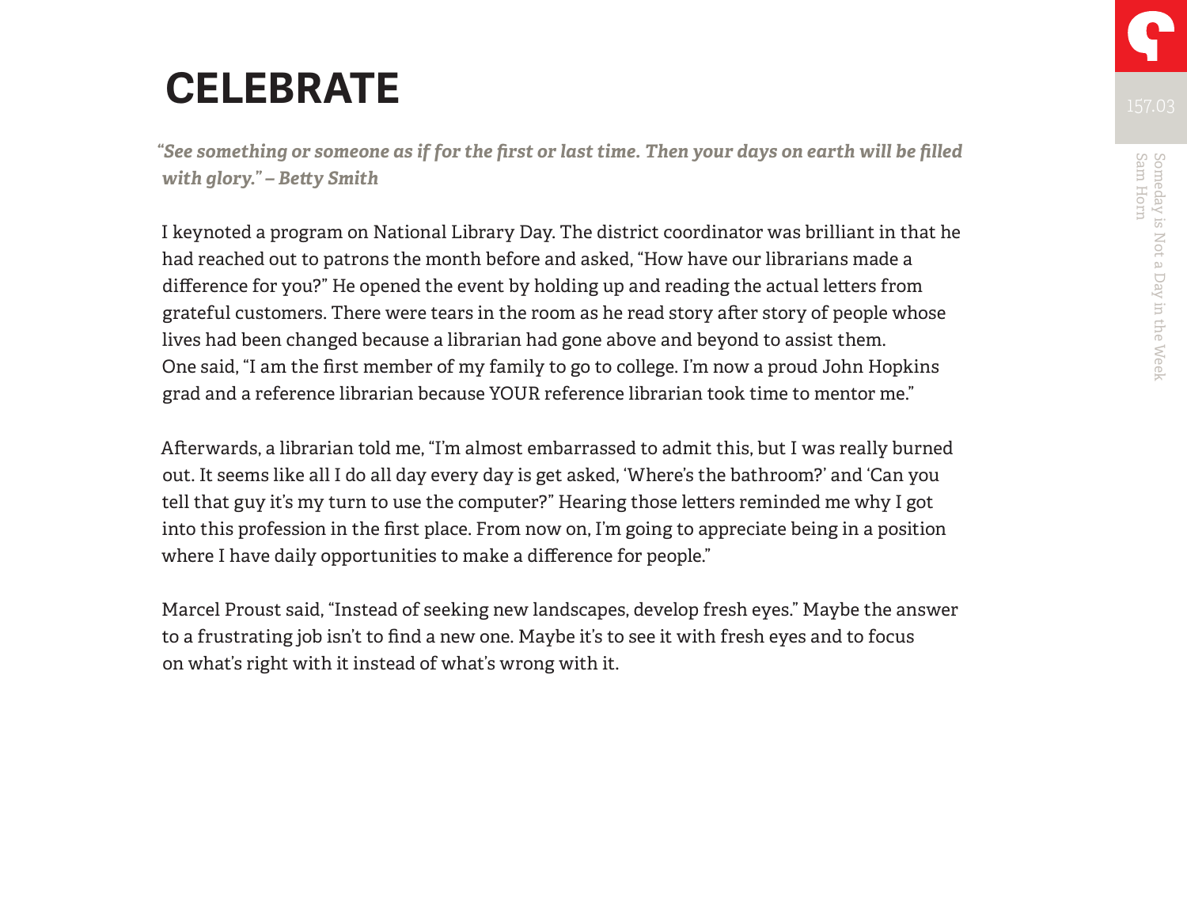# CELEBRATE

*"See something or someone as if for the first or last time. Then your days on earth will be filled with glory." – Betty Smith*

I keynoted a program on National Library Day. The district coordinator was brilliant in that he had reached out to patrons the month before and asked, "How have our librarians made a difference for you?" He opened the event by holding up and reading the actual letters from grateful customers. There were tears in the room as he read story after story of people whose lives had been changed because a librarian had gone above and beyond to assist them. One said, "I am the first member of my family to go to college. I'm now a proud John Hopkins grad and a reference librarian because YOUR reference librarian took time to mentor me."

Afterwards, a librarian told me, "I'm almost embarrassed to admit this, but I was really burned out. It seems like all I do all day every day is get asked, 'Where's the bathroom?' and 'Can you tell that guy it's my turn to use the computer?" Hearing those letters reminded me why I got into this profession in the first place. From now on, I'm going to appreciate being in a position where I have daily opportunities to make a difference for people."

Marcel Proust said, "Instead of seeking new landscapes, develop fresh eyes." Maybe the answer to a frustrating job isn't to find a new one. Maybe it's to see it with fresh eyes and to focus on what's right with it instead of what's wrong with it.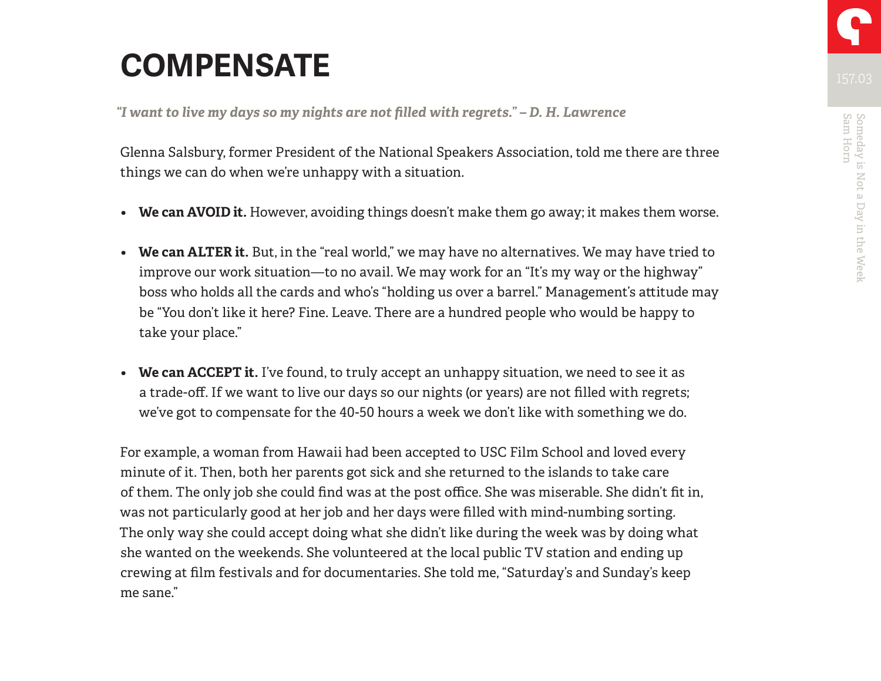# COMPENSATE

*"I want to live my days so my nights are not filled with regrets." – D. H. Lawrence*

Glenna Salsbury, former President of the National Speakers Association, told me there are three things we can do when we're unhappy with a situation.

- **We can AVOID it.** However, avoiding things doesn't make them go away; it makes them worse.
- **We can ALTER it.** But, in the "real world," we may have no alternatives. We may have tried to improve our work situation—to no avail. We may work for an "It's my way or the highway" boss who holds all the cards and who's "holding us over a barrel." Management's attitude may be "You don't like it here? Fine. Leave. There are a hundred people who would be happy to take your place."
- **We can ACCEPT it.** I've found, to truly accept an unhappy situation, we need to see it as a trade-off. If we want to live our days so our nights (or years) are not filled with regrets; we've got to compensate for the 40-50 hours a week we don't like with something we do.

For example, a woman from Hawaii had been accepted to USC Film School and loved every minute of it. Then, both her parents got sick and she returned to the islands to take care of them. The only job she could find was at the post office. She was miserable. She didn't fit in, was not particularly good at her job and her days were filled with mind-numbing sorting. The only way she could accept doing what she didn't like during the week was by doing what she wanted on the weekends. She volunteered at the local public TV station and ending up crewing at film festivals and for documentaries. She told me, "Saturday's and Sunday's keep me sane."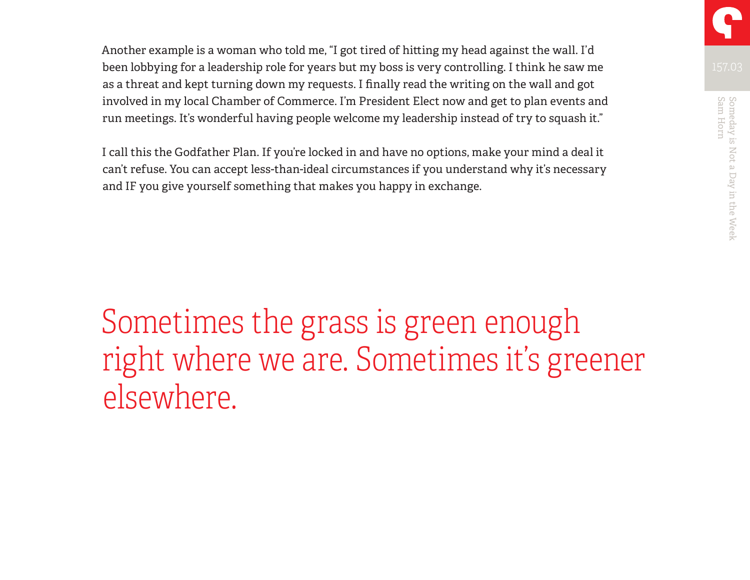Another example is a woman who told me, "I got tired of hitting my head against the wall. I'd been lobbying for a leadership role for years but my boss is very controlling. I think he saw me as a threat and kept turning down my requests. I finally read the writing on the wall and got involved in my local Chamber of Commerce. I'm President Elect now and get to plan events and run meetings. It's wonderful having people welcome my leadership instead of try to squash it."

I call this the Godfather Plan. If you're locked in and have no options, make your mind a deal it can't refuse. You can accept less-than-ideal circumstances if you understand why it's necessary and IF you give yourself something that makes you happy in exchange.

## Sometimes the grass is green enough right where we are. Sometimes it's greener elsewhere.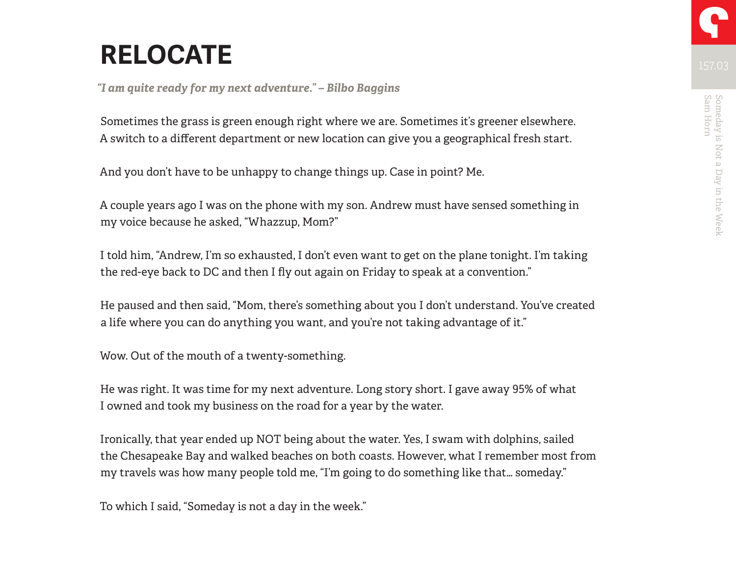# RELOCATE

*"I am quite ready for my next adventure." – Bilbo Baggins*

Sometimes the grass is green enough right where we are. Sometimes it's greener elsewhere. A switch to a different department or new location can give you a geographical fresh start.

And you don't have to be unhappy to change things up. Case in point? Me.

A couple years ago I was on the phone with my son. Andrew must have sensed something in my voice because he asked, "Whazzup, Mom?"

I told him, "Andrew, I'm so exhausted, I don't even want to get on the plane tonight. I'm taking the red-eye back to DC and then I fly out again on Friday to speak at a convention."

He paused and then said, "Mom, there's something about you I don't understand. You've created a life where you can do anything you want, and you're not taking advantage of it."

Wow. Out of the mouth of a twenty-something.

He was right. It was time for my next adventure. Long story short. I gave away 95% of what I owned and took my business on the road for a year by the water.

Ironically, that year ended up NOT being about the water. Yes, I swam with dolphins, sailed the Chesapeake Bay and walked beaches on both coasts. However, what I remember most from my travels was how many people told me, "I'm going to do something like that… someday."

To which I said, "Someday is not a day in the week."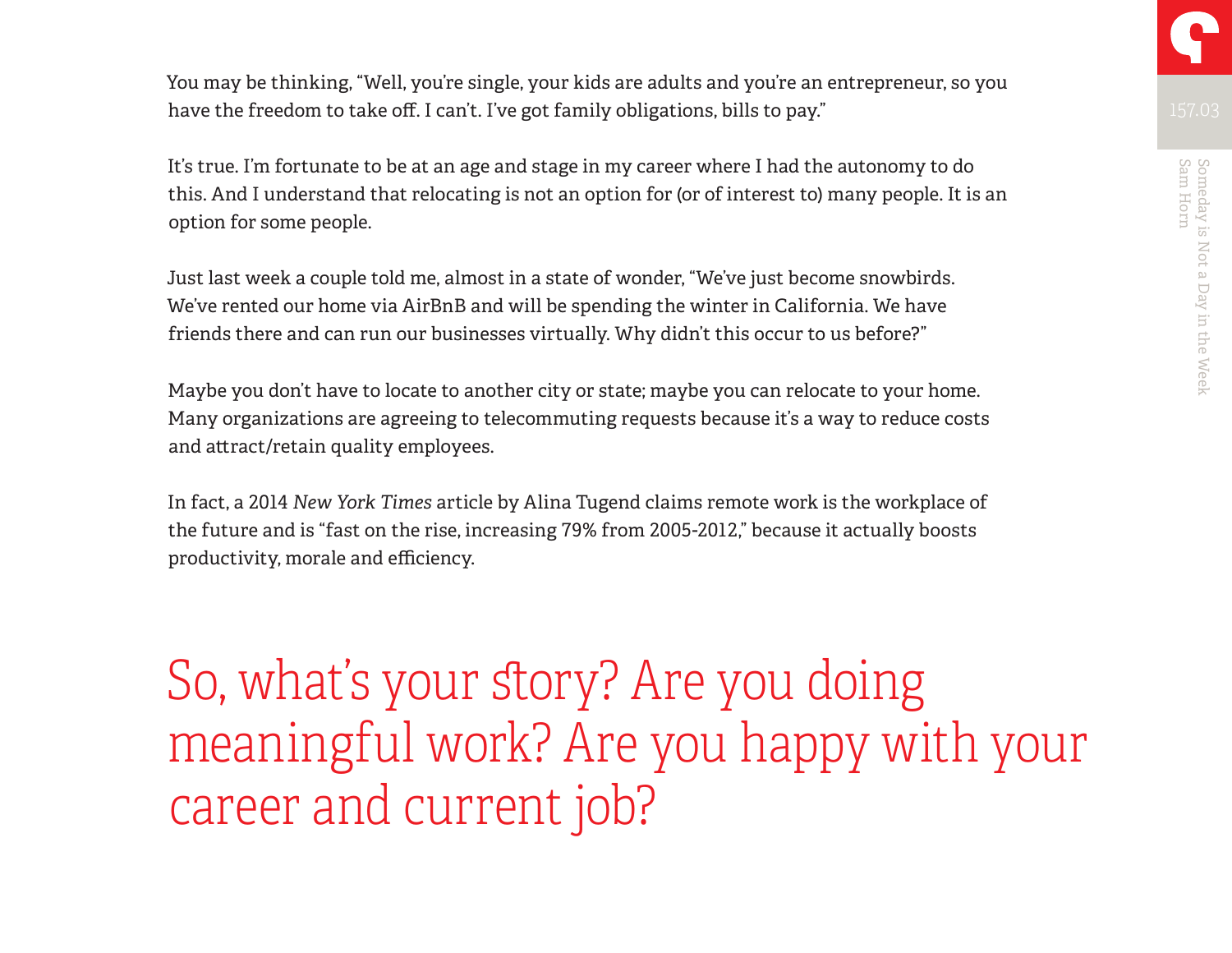You may be thinking, "Well, you're single, your kids are adults and you're an entrepreneur, so you have the freedom to take off. I can't. I've got family obligations, bills to pay."

It's true. I'm fortunate to be at an age and stage in my career where I had the autonomy to do this. And I understand that relocating is not an option for (or of interest to) many people. It is an option for some people.

Just last week a couple told me, almost in a state of wonder, "We've just become snowbirds. We've rented our home via AirBnB and will be spending the winter in California. We have friends there and can run our businesses virtually. Why didn't this occur to us before?"

Maybe you don't have to locate to another city or state; maybe you can relocate to your home. Many organizations are agreeing to telecommuting requests because it's a way to reduce costs and attract/retain quality employees.

In fact, a 2014 *New York Times* article by Alina Tugend claims remote work is the workplace of the future and is "fast on the rise, increasing 79% from 2005-2012," because it actually boosts productivity, morale and efficiency.

## So, what's your story? Are you doing meaningful work? Are you happy with your career and current job?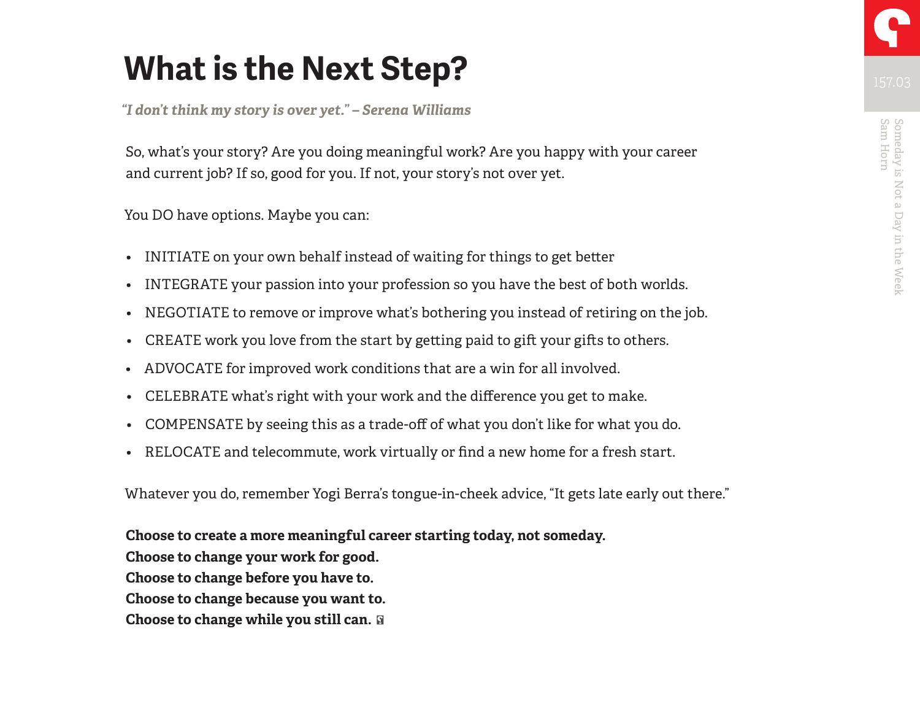# What is the Next Step?

*"I don't think my story is over yet." – Serena Williams*

So, what's your story? Are you doing meaningful work? Are you happy with your career and current job? If so, good for you. If not, your story's not over yet.

You DO have options. Maybe you can:

- INITIATE on your own behalf instead of waiting for things to get better
- INTEGRATE your passion into your profession so you have the best of both worlds.
- NEGOTIATE to remove or improve what's bothering you instead of retiring on the job.
- CREATE work you love from the start by getting paid to gift your gifts to others.
- ADVOCATE for improved work conditions that are a win for all involved.
- CELEBRATE what's right with your work and the difference you get to make.
- COMPENSATE by seeing this as a trade-off of what you don't like for what you do.
- RELOCATE and telecommute, work virtually or find a new home for a fresh start.

Whatever you do, remember Yogi Berra's tongue-in-cheek advice, "It gets late early out there."

**Choose to create a more meaningful career starting today, not someday.**
**Choose to change your work for good.**
**Choose to change before you have to.**
**Choose to change because you want to.**
**Choose to change while you still can.**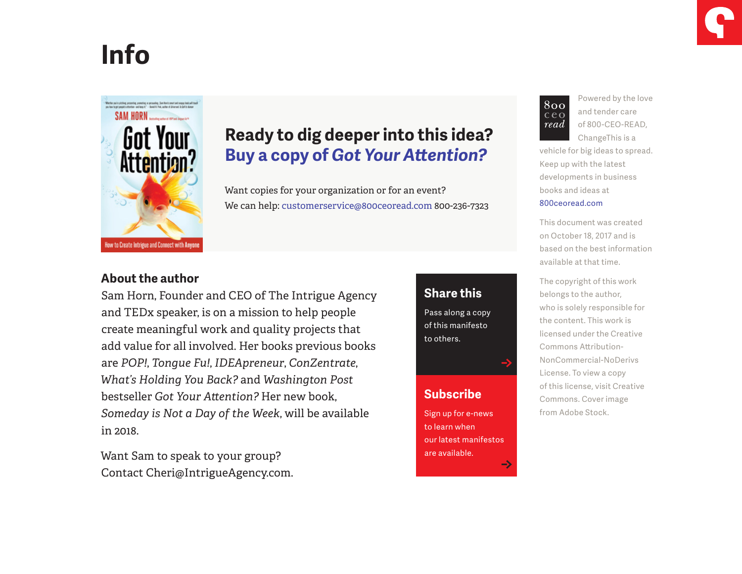# Info

## Ready to dig deeper into this idea?
## Buy a copy of *Got Your Attention?*

Want copies for your organization or for an event?
We can help: customerservice@800ceoread.com 800-236-7323

### About the author

Sam Horn, Founder and CEO of The Intrigue Agency and TEDx speaker, is on a mission to help people create meaningful work and quality projects that add value for all involved. Her books previous books are *POP!*, *Tongue Fu!*, *IDEApreneur*, *ConZentrate*, *What's Holding You Back?* and *Washington Post* bestseller *Got Your Attention?* Her new book, *Someday is Not a Day of the Week*, will be available in 2018.

Want Sam to speak to your group?
Contact Cheri@IntrigueAgency.com.

### Share this

Pass along a copy of this manifesto to others.

### Subscribe

Sign up for e-news to learn when our latest manifestos are available.

Powered by the love and tender care of 800-CEO-READ, ChangeThis is a vehicle for big ideas to spread. Keep up with the latest developments in business books and ideas at 800ceoread.com

This document was created on October 18, 2017 and is based on the best information available at that time.

The copyright of this work belongs to the author, who is solely responsible for the content. This work is licensed under the Creative Commons Attribution-NonCommercial-NoDerivs License. To view a copy of this license, visit Creative Commons. Cover image from Adobe Stock.